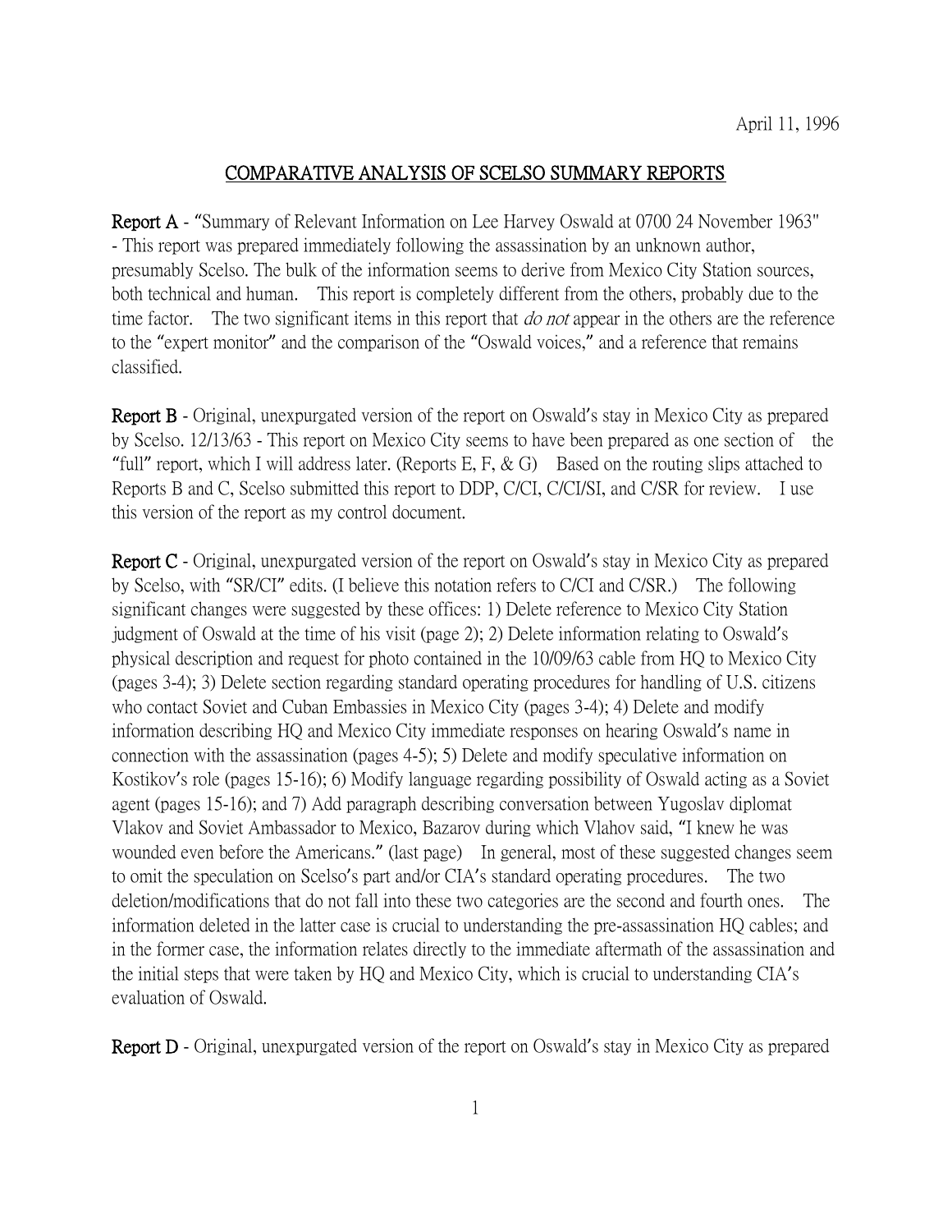April 11, 1996

## COMPARATIVE ANALYSIS OF SCELSO SUMMARY REPORTS

**Report A** - "Summary of Relevant Information on Lee Harvey Oswald at 0700 24 November 1963" - This report was prepared immediately following the assassination by an unknown author, presumably Scelso. The bulk of the information seems to derive from Mexico City Station sources, both technical and human. This report is completely different from the others, probably due to the time factor. The two significant items in this report that *do not* appear in the others are the reference to the "expert monitor" and the comparison of the "Oswald voices," and a reference that remains classified.

**Report B** - Original, unexpurgated version of the report on Oswald's stay in Mexico City as prepared by Scelso. 12/13/63 - This report on Mexico City seems to have been prepared as one section of the "full" report, which I will address later. (Reports E, F, & G) Based on the routing slips attached to Reports B and C, Scelso submitted this report to DDP, C/CI, C/CI/SI, and C/SR for review. I use this version of the report as my control document.

**Report C** - Original, unexpurgated version of the report on Oswald's stay in Mexico City as prepared by Scelso, with "SR/CI" edits. (I believe this notation refers to C/CI and C/SR.) The following significant changes were suggested by these offices: 1) Delete reference to Mexico City Station judgment of Oswald at the time of his visit (page 2); 2) Delete information relating to Oswald's physical description and request for photo contained in the 10/09/63 cable from HQ to Mexico City (pages 3-4); 3) Delete section regarding standard operating procedures for handling of U.S. citizens who contact Soviet and Cuban Embassies in Mexico City (pages 3-4); 4) Delete and modify information describing HQ and Mexico City immediate responses on hearing Oswald's name in connection with the assassination (pages 4-5); 5) Delete and modify speculative information on Kostikov's role (pages 15-16); 6) Modify language regarding possibility of Oswald acting as a Soviet agent (pages 15-16); and 7) Add paragraph describing conversation between Yugoslav diplomat Vlakov and Soviet Ambassador to Mexico, Bazarov during which Vlahov said, "I knew he was wounded even before the Americans." (last page) In general, most of these suggested changes seem to omit the speculation on Scelso's part and/or CIA's standard operating procedures. The two deletion/modifications that do not fall into these two categories are the second and fourth ones. The information deleted in the latter case is crucial to understanding the pre-assassination HQ cables; and in the former case, the information relates directly to the immediate aftermath of the assassination and the initial steps that were taken by HQ and Mexico City, which is crucial to understanding CIA's evaluation of Oswald.

**Report D** - Original, unexpurgated version of the report on Oswald's stay in Mexico City as prepared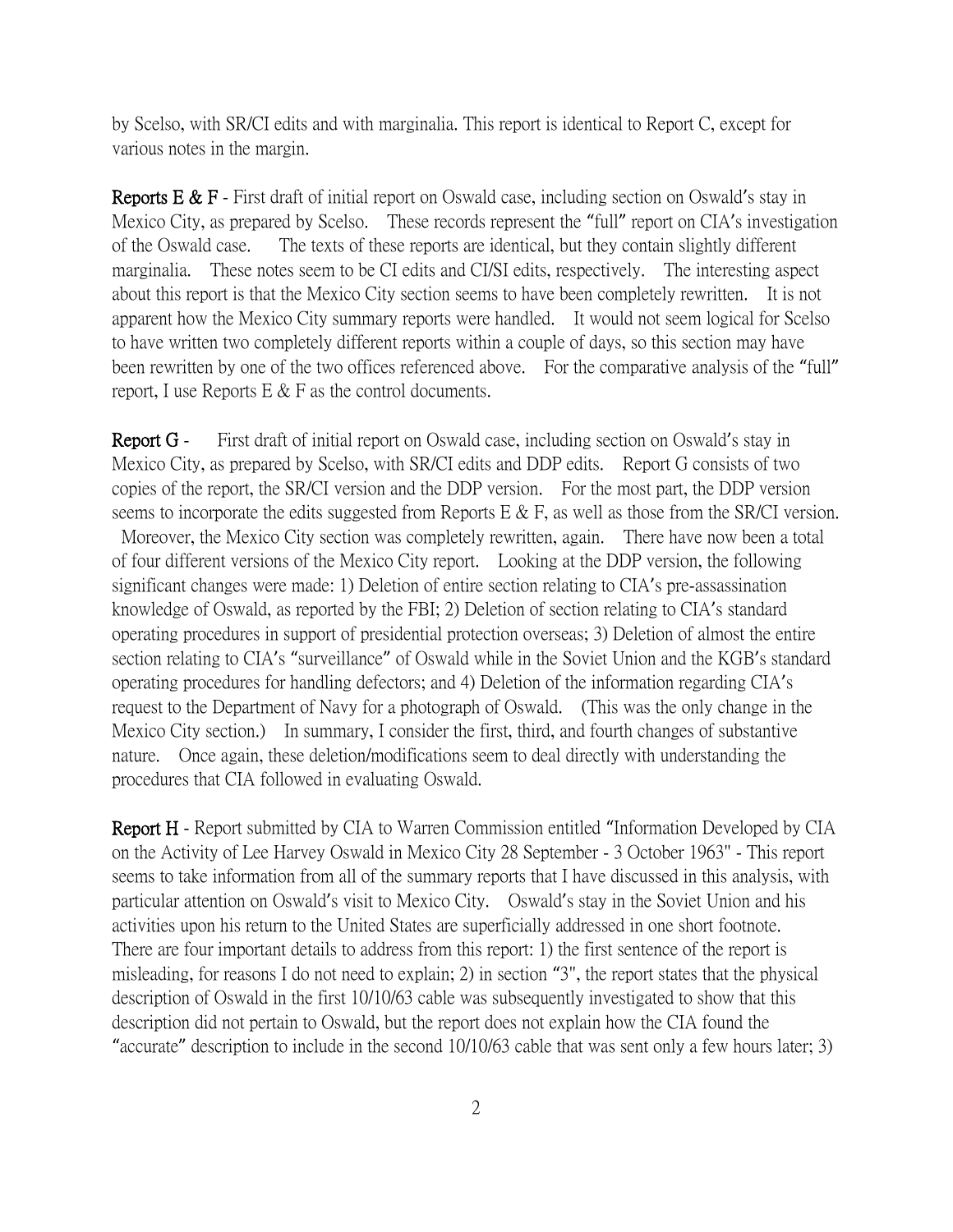by Scelso, with SR/CI edits and with marginalia. This report is identical to Report C, except for various notes in the margin.

**Reports E & F** - First draft of initial report on Oswald case, including section on Oswald's stay in Mexico City, as prepared by Scelso. These records represent the "full" report on CIA's investigation of the Oswald case. The texts of these reports are identical, but they contain slightly different marginalia. These notes seem to be CI edits and CI/SI edits, respectively. The interesting aspect about this report is that the Mexico City section seems to have been completely rewritten. It is not apparent how the Mexico City summary reports were handled. It would not seem logical for Scelso to have written two completely different reports within a couple of days, so this section may have been rewritten by one of the two offices referenced above. For the comparative analysis of the "full" report, I use Reports E & F as the control documents.

**Report G** - First draft of initial report on Oswald case, including section on Oswald's stay in Mexico City, as prepared by Scelso, with SR/CI edits and DDP edits. Report G consists of two copies of the report, the SR/CI version and the DDP version. For the most part, the DDP version seems to incorporate the edits suggested from Reports E & F, as well as those from the SR/CI version. Moreover, the Mexico City section was completely rewritten, again. There have now been a total of four different versions of the Mexico City report. Looking at the DDP version, the following significant changes were made: 1) Deletion of entire section relating to CIA's pre-assassination knowledge of Oswald, as reported by the FBI; 2) Deletion of section relating to CIA's standard operating procedures in support of presidential protection overseas; 3) Deletion of almost the entire section relating to CIA's "surveillance" of Oswald while in the Soviet Union and the KGB's standard operating procedures for handling defectors; and 4) Deletion of the information regarding CIA's request to the Department of Navy for a photograph of Oswald. (This was the only change in the Mexico City section.) In summary, I consider the first, third, and fourth changes of substantive nature. Once again, these deletion/modifications seem to deal directly with understanding the procedures that CIA followed in evaluating Oswald.

**Report H** - Report submitted by CIA to Warren Commission entitled "Information Developed by CIA on the Activity of Lee Harvey Oswald in Mexico City 28 September - 3 October 1963" - This report seems to take information from all of the summary reports that I have discussed in this analysis, with particular attention on Oswald's visit to Mexico City. Oswald's stay in the Soviet Union and his activities upon his return to the United States are superficially addressed in one short footnote. There are four important details to address from this report: 1) the first sentence of the report is misleading, for reasons I do not need to explain; 2) in section "3", the report states that the physical description of Oswald in the first 10/10/63 cable was subsequently investigated to show that this description did not pertain to Oswald, but the report does not explain how the CIA found the "accurate" description to include in the second 10/10/63 cable that was sent only a few hours later; 3)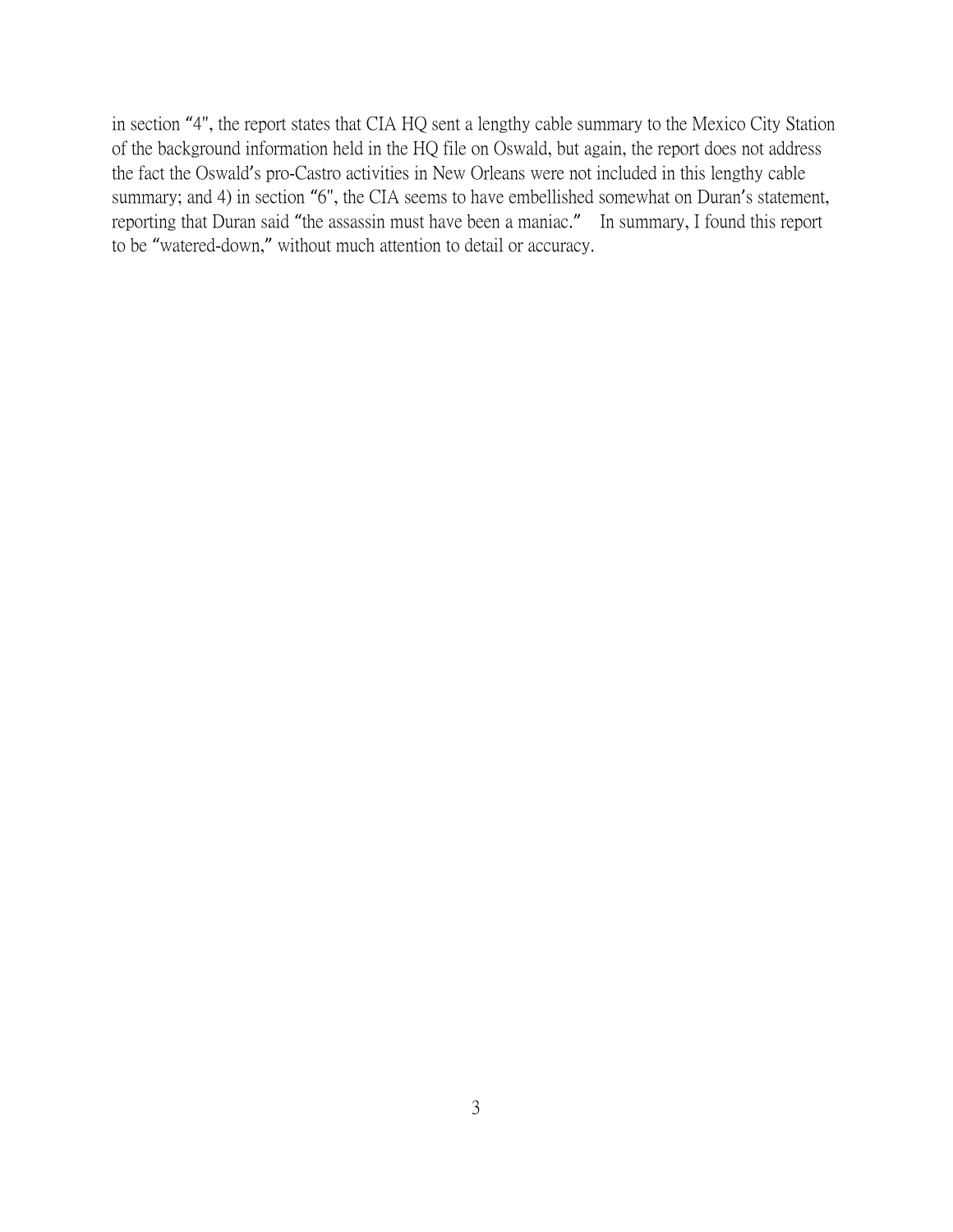in section "4", the report states that CIA HQ sent a lengthy cable summary to the Mexico City Station of the background information held in the HQ file on Oswald, but again, the report does not address the fact the Oswald's pro-Castro activities in New Orleans were not included in this lengthy cable summary; and 4) in section "6", the CIA seems to have embellished somewhat on Duran's statement, reporting that Duran said "the assassin must have been a maniac."  In summary, I found this report to be "watered-down," without much attention to detail or accuracy.